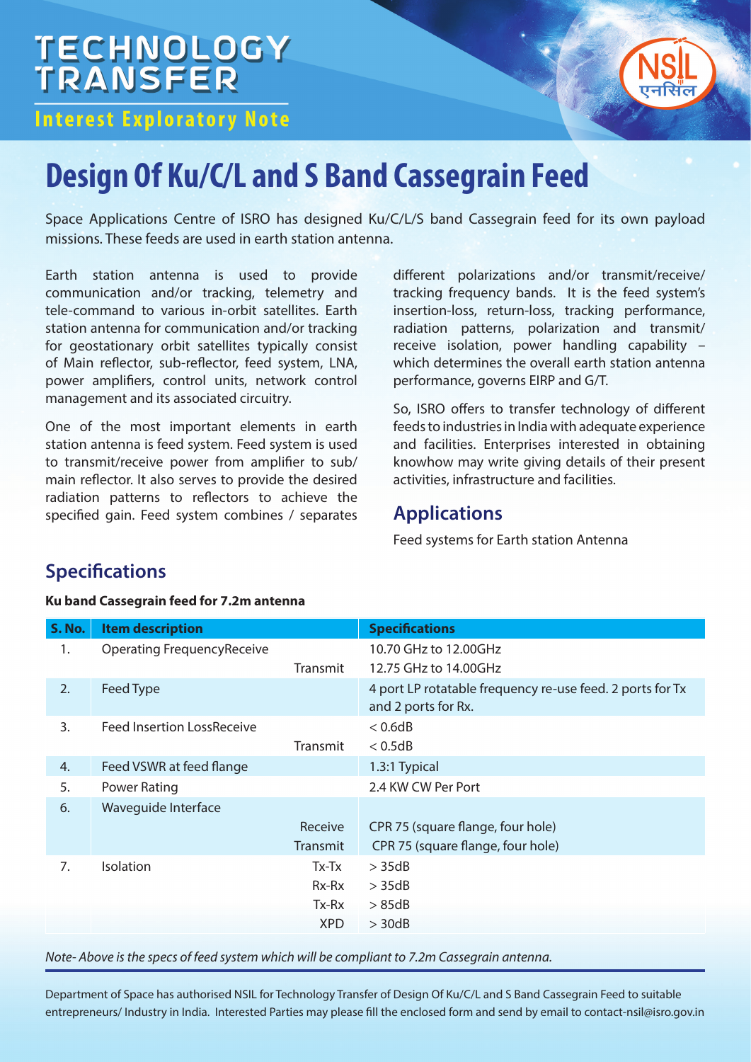# TECHNOLOGY TRANSFER

**Interest Exploratory Note**

# Design Of Ku/C/L and S Band Cassegrain Feed

Space Applications Centre of ISRO has designed Ku/C/L/S band Cassegrain feed for its own payload missions. These feeds are used in earth station antenna.

Earth station antenna is used to provide communication and/or tracking, telemetry and tele-command to various in-orbit satellites. Earth station antenna for communication and/or tracking for geostationary orbit satellites typically consist of Main reflector, sub-reflector, feed system, LNA, power amplifiers, control units, network control management and its associated circuitry.

One of the most important elements in earth station antenna is feed system. Feed system is used to transmit/receive power from amplifier to sub/ main reflector. It also serves to provide the desired radiation patterns to reflectors to achieve the specified gain. Feed system combines / separates different polarizations and/or transmit/receive/ tracking frequency bands. It is the feed system's insertion-loss, return-loss, tracking performance, radiation patterns, polarization and transmit/ receive isolation, power handling capability – which determines the overall earth station antenna performance, governs EIRP and G/T.

So, ISRO offers to transfer technology of different feeds to industries in India with adequate experience and facilities. Enterprises interested in obtaining knowhow may write giving details of their present activities, infrastructure and facilities.

## Applications

Feed systems for Earth station Antenna

## Specifications

**Ku band Cassegrain feed for 7.2m antenna**

| S. No. | Item description | | Specifications |
|---|---|---|---|
| 1. | Operating Frequency | Receive | 10.70 GHz to 12.00GHz |
| | | Transmit | 12.75 GHz to 14.00GHz |
| 2. | Feed Type | | 4 port LP rotatable frequency re-use feed. 2 ports for Tx and 2 ports for Rx. |
| 3. | Feed Insertion Loss | Receive | < 0.6dB |
| | | Transmit | < 0.5dB |
| 4. | Feed VSWR at feed flange | | 1.3:1 Typical |
| 5. | Power Rating | | 2.4 KW CW Per Port |
| 6. | Waveguide Interface | | |
| | | Receive | CPR 75 (square flange, four hole) |
| | | Transmit | CPR 75 (square flange, four hole) |
| 7. | Isolation | Tx-Tx | > 35dB |
| | | Rx-Rx | > 35dB |
| | | Tx-Rx | > 85dB |
| | | XPD | > 30dB |

*Note- Above is the specs of feed system which will be compliant to 7.2m Cassegrain antenna.*

Department of Space has authorised NSIL for Technology Transfer of Design Of Ku/C/L and S Band Cassegrain Feed to suitable entrepreneurs/ Industry in India. Interested Parties may please fill the enclosed form and send by email to contact-nsil@isro.gov.in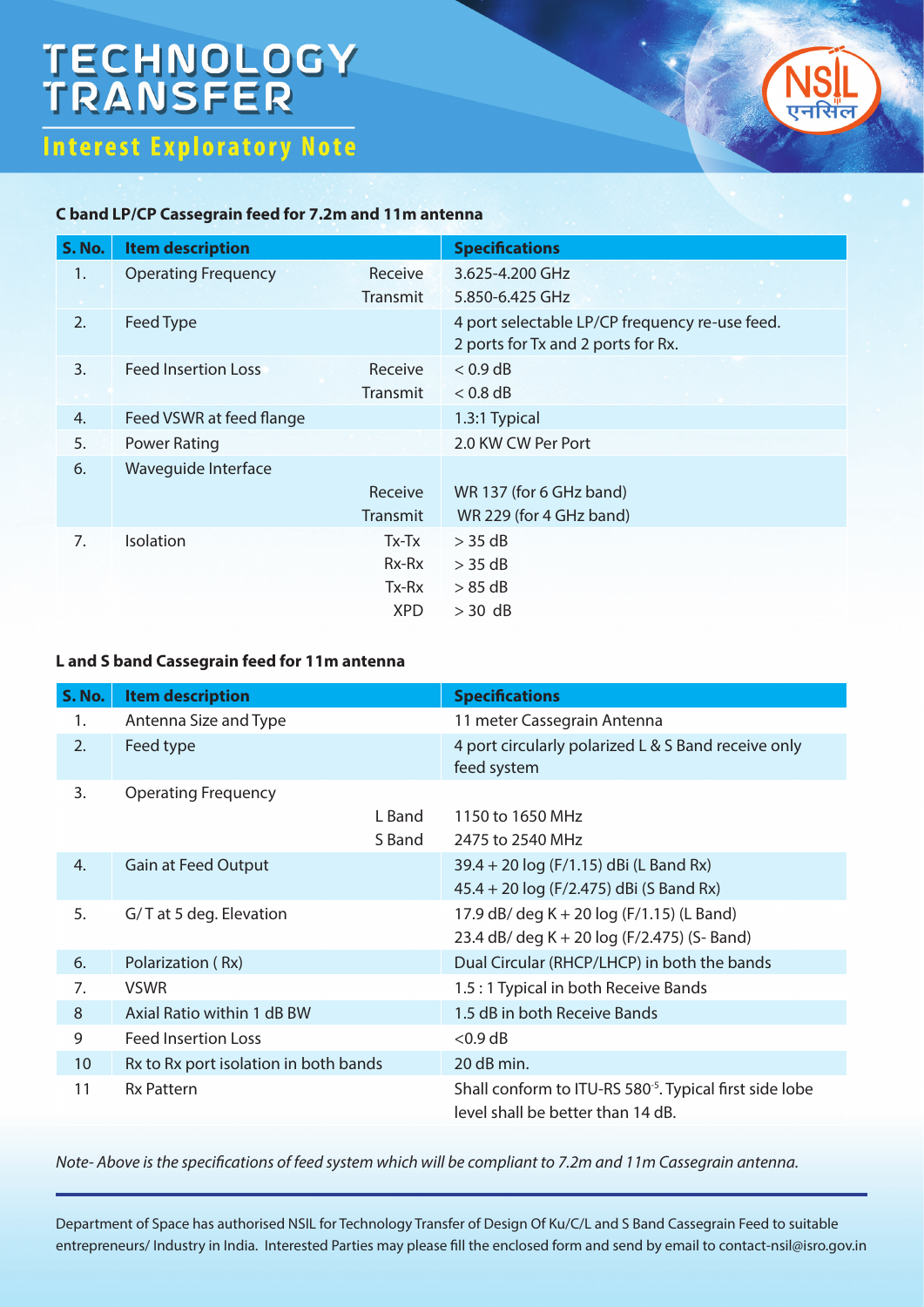# TECHNOLOGY TRANSFER

## Interest Exploratory Note

### C band LP/CP Cassegrain feed for 7.2m and 11m antenna

| S. No. | Item description | | Specifications |
|---|---|---|---|
| 1. | Operating Frequency | Receive<br>Transmit | 3.625-4.200 GHz<br>5.850-6.425 GHz |
| 2. | Feed Type | | 4 port selectable LP/CP frequency re-use feed. 2 ports for Tx and 2 ports for Rx. |
| 3. | Feed Insertion Loss | Receive<br>Transmit | < 0.9 dB<br>< 0.8 dB |
| 4. | Feed VSWR at feed flange | | 1.3:1 Typical |
| 5. | Power Rating | | 2.0 KW CW Per Port |
| 6. | Waveguide Interface | Receive<br>Transmit | WR 137 (for 6 GHz band)<br>WR 229 (for 4 GHz band) |
| 7. | Isolation | Tx-Tx<br>Rx-Rx<br>Tx-Rx<br>XPD | > 35 dB<br>> 35 dB<br>> 85 dB<br>> 30 dB |

### L and S band Cassegrain feed for 11m antenna

| S. No. | Item description | | Specifications |
|---|---|---|---|
| 1. | Antenna Size and Type | | 11 meter Cassegrain Antenna |
| 2. | Feed type | | 4 port circularly polarized L & S Band receive only feed system |
| 3. | Operating Frequency | L Band<br>S Band | 1150 to 1650 MHz<br>2475 to 2540 MHz |
| 4. | Gain at Feed Output | | 39.4 + 20 log (F/1.15) dBi (L Band Rx)<br>45.4 + 20 log (F/2.475) dBi (S Band Rx) |
| 5. | G/ T at 5 deg. Elevation | | 17.9 dB/ deg K + 20 log (F/1.15) (L Band)<br>23.4 dB/ deg K + 20 log (F/2.475) (S- Band) |
| 6. | Polarization ( Rx) | | Dual Circular (RHCP/LHCP) in both the bands |
| 7. | VSWR | | 1.5 : 1 Typical in both Receive Bands |
| 8 | Axial Ratio within 1 dB BW | | 1.5 dB in both Receive Bands |
| 9 | Feed Insertion Loss | | <0.9 dB |
| 10 | Rx to Rx port isolation in both bands | | 20 dB min. |
| 11 | Rx Pattern | | Shall conform to ITU-RS 580-5. Typical first side lobe level shall be better than 14 dB. |

*Note- Above is the specifications of feed system which will be compliant to 7.2m and 11m Cassegrain antenna.*

---

Department of Space has authorised NSIL for Technology Transfer of Design Of Ku/C/L and S Band Cassegrain Feed to suitable entrepreneurs/ Industry in India. Interested Parties may please fill the enclosed form and send by email to contact-nsil@isro.gov.in